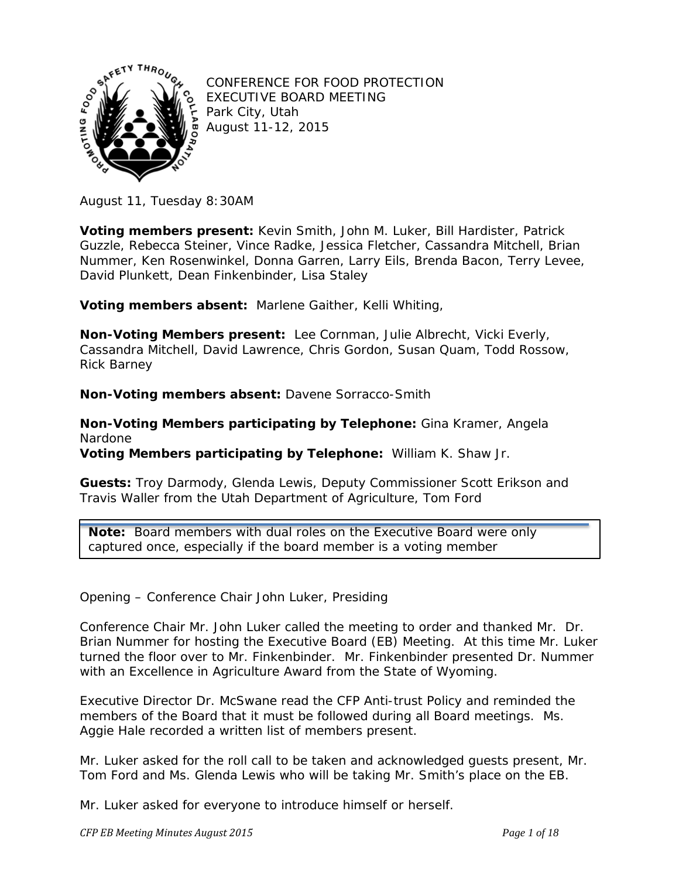CONFERENCE FOR FOOD PROTECTION
EXECUTIVE BOARD MEETING
Park City, Utah
August 11-12, 2015

August 11, Tuesday 8:30AM

**Voting members present:** Kevin Smith, John M. Luker, Bill Hardister, Patrick Guzzle, Rebecca Steiner, Vince Radke, Jessica Fletcher, Cassandra Mitchell, Brian Nummer, Ken Rosenwinkel, Donna Garren, Larry Eils, Brenda Bacon, Terry Levee, David Plunkett, Dean Finkenbinder, Lisa Staley

**Voting members absent:** Marlene Gaither, Kelli Whiting,

**Non-Voting Members present:** Lee Cornman, Julie Albrecht, Vicki Everly, Cassandra Mitchell, David Lawrence, Chris Gordon, Susan Quam, Todd Rossow, Rick Barney

**Non-Voting members absent:** Davene Sorracco-Smith

**Non-Voting Members participating by Telephone:** Gina Kramer, Angela Nardone

**Voting Members participating by Telephone:** William K. Shaw Jr.

**Guests:** Troy Darmody, Glenda Lewis, Deputy Commissioner Scott Erikson and Travis Waller from the Utah Department of Agriculture, Tom Ford

**Note:** Board members with dual roles on the Executive Board were only captured once, especially if the board member is a voting member

Opening – Conference Chair John Luker, Presiding

Conference Chair Mr. John Luker called the meeting to order and thanked Mr. Dr. Brian Nummer for hosting the Executive Board (EB) Meeting. At this time Mr. Luker turned the floor over to Mr. Finkenbinder. Mr. Finkenbinder presented Dr. Nummer with an Excellence in Agriculture Award from the State of Wyoming.

Executive Director Dr. McSwane read the CFP Anti-trust Policy and reminded the members of the Board that it must be followed during all Board meetings. Ms. Aggie Hale recorded a written list of members present.

Mr. Luker asked for the roll call to be taken and acknowledged guests present, Mr. Tom Ford and Ms. Glenda Lewis who will be taking Mr. Smith's place on the EB.

Mr. Luker asked for everyone to introduce himself or herself.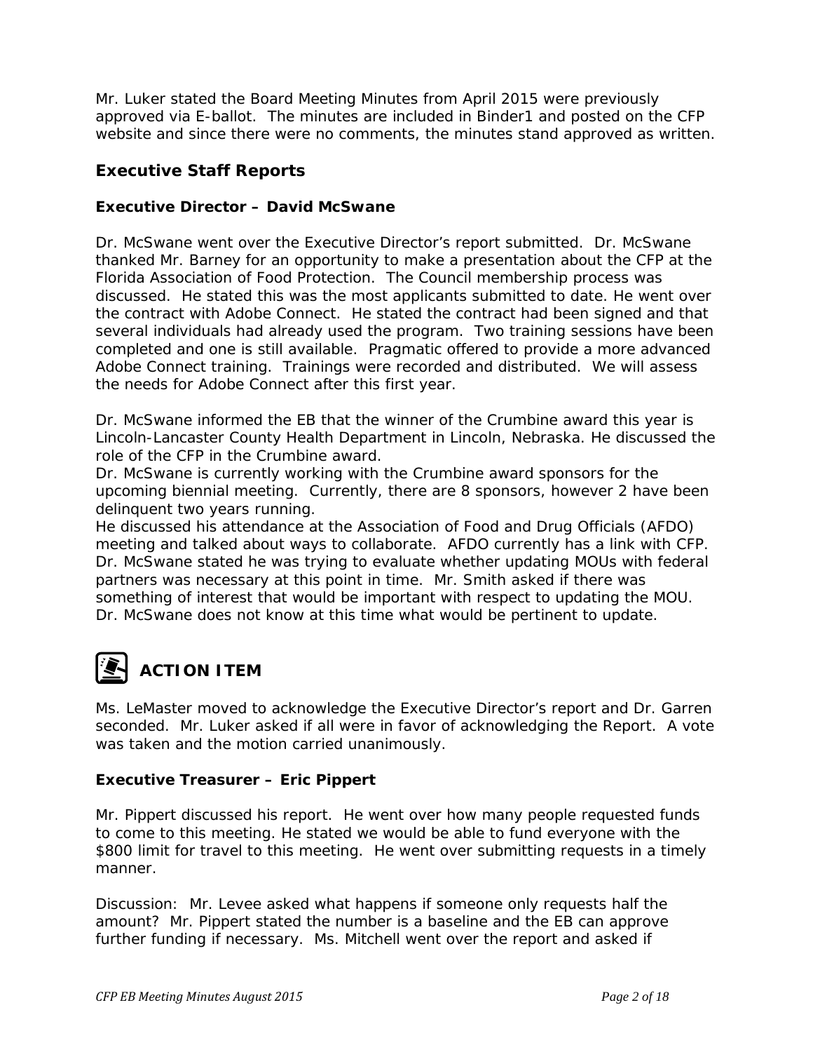Mr. Luker stated the Board Meeting Minutes from April 2015 were previously approved via E-ballot. The minutes are included in Binder1 and posted on the CFP website and since there were no comments, the minutes stand approved as written.

## Executive Staff Reports

### Executive Director – David McSwane

Dr. McSwane went over the Executive Director's report submitted. Dr. McSwane thanked Mr. Barney for an opportunity to make a presentation about the CFP at the Florida Association of Food Protection. The Council membership process was discussed. He stated this was the most applicants submitted to date. He went over the contract with Adobe Connect. He stated the contract had been signed and that several individuals had already used the program. Two training sessions have been completed and one is still available. Pragmatic offered to provide a more advanced Adobe Connect training. Trainings were recorded and distributed. We will assess the needs for Adobe Connect after this first year.

Dr. McSwane informed the EB that the winner of the Crumbine award this year is Lincoln-Lancaster County Health Department in Lincoln, Nebraska. He discussed the role of the CFP in the Crumbine award.
Dr. McSwane is currently working with the Crumbine award sponsors for the upcoming biennial meeting. Currently, there are 8 sponsors, however 2 have been delinquent two years running.
He discussed his attendance at the Association of Food and Drug Officials (AFDO) meeting and talked about ways to collaborate. AFDO currently has a link with CFP. Dr. McSwane stated he was trying to evaluate whether updating MOUs with federal partners was necessary at this point in time. Mr. Smith asked if there was something of interest that would be important with respect to updating the MOU. Dr. McSwane does not know at this time what would be pertinent to update.

## ACTION ITEM

Ms. LeMaster moved to acknowledge the Executive Director's report and Dr. Garren seconded. Mr. Luker asked if all were in favor of acknowledging the Report. A vote was taken and the motion carried unanimously.

### Executive Treasurer – Eric Pippert

Mr. Pippert discussed his report. He went over how many people requested funds to come to this meeting. He stated we would be able to fund everyone with the $800 limit for travel to this meeting. He went over submitting requests in a timely manner.

Discussion: Mr. Levee asked what happens if someone only requests half the amount? Mr. Pippert stated the number is a baseline and the EB can approve further funding if necessary. Ms. Mitchell went over the report and asked if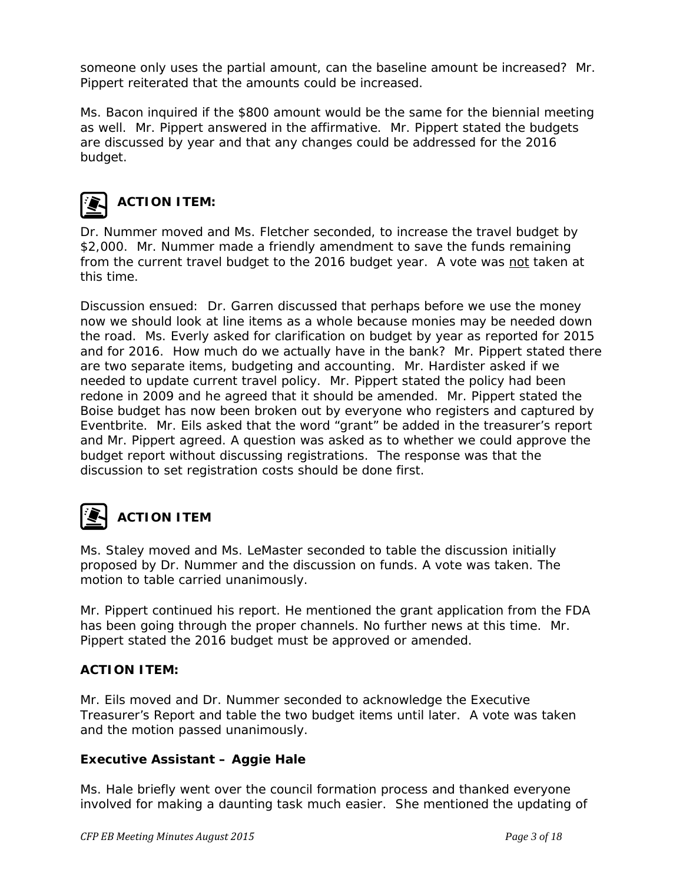someone only uses the partial amount, can the baseline amount be increased? Mr. Pippert reiterated that the amounts could be increased.

Ms. Bacon inquired if the $800 amount would be the same for the biennial meeting as well. Mr. Pippert answered in the affirmative. Mr. Pippert stated the budgets are discussed by year and that any changes could be addressed for the 2016 budget.

**ACTION ITEM:**

Dr. Nummer moved and Ms. Fletcher seconded, to increase the travel budget by $2,000. Mr. Nummer made a friendly amendment to save the funds remaining from the current travel budget to the 2016 budget year. A vote was <u>not</u> taken at this time.

Discussion ensued: Dr. Garren discussed that perhaps before we use the money now we should look at line items as a whole because monies may be needed down the road. Ms. Everly asked for clarification on budget by year as reported for 2015 and for 2016. How much do we actually have in the bank? Mr. Pippert stated there are two separate items, budgeting and accounting. Mr. Hardister asked if we needed to update current travel policy. Mr. Pippert stated the policy had been redone in 2009 and he agreed that it should be amended. Mr. Pippert stated the Boise budget has now been broken out by everyone who registers and captured by Eventbrite. Mr. Eils asked that the word "grant" be added in the treasurer's report and Mr. Pippert agreed. A question was asked as to whether we could approve the budget report without discussing registrations. The response was that the discussion to set registration costs should be done first.

**ACTION ITEM**

Ms. Staley moved and Ms. LeMaster seconded to table the discussion initially proposed by Dr. Nummer and the discussion on funds. A vote was taken. The motion to table carried unanimously.

Mr. Pippert continued his report. He mentioned the grant application from the FDA has been going through the proper channels. No further news at this time. Mr. Pippert stated the 2016 budget must be approved or amended.

**ACTION ITEM:**

Mr. Eils moved and Dr. Nummer seconded to acknowledge the Executive Treasurer's Report and table the two budget items until later. A vote was taken and the motion passed unanimously.

**Executive Assistant – Aggie Hale**

Ms. Hale briefly went over the council formation process and thanked everyone involved for making a daunting task much easier. She mentioned the updating of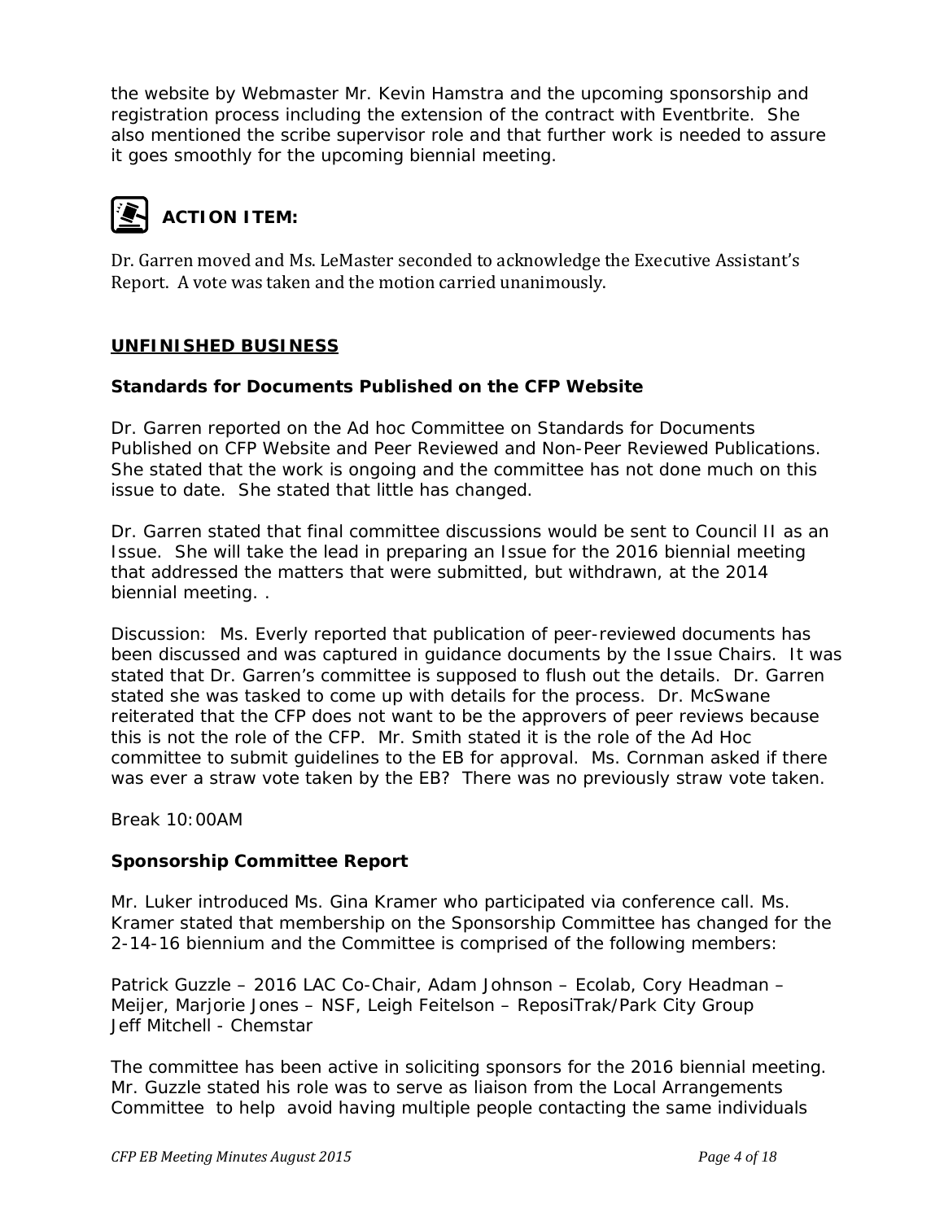the website by Webmaster Mr. Kevin Hamstra and the upcoming sponsorship and registration process including the extension of the contract with Eventbrite. She also mentioned the scribe supervisor role and that further work is needed to assure it goes smoothly for the upcoming biennial meeting.

**ACTION ITEM:**

Dr. Garren moved and Ms. LeMaster seconded to acknowledge the Executive Assistant's Report. A vote was taken and the motion carried unanimously.

## UNFINISHED BUSINESS

### Standards for Documents Published on the CFP Website

Dr. Garren reported on the Ad hoc Committee on Standards for Documents Published on CFP Website and Peer Reviewed and Non-Peer Reviewed Publications. She stated that the work is ongoing and the committee has not done much on this issue to date. She stated that little has changed.

Dr. Garren stated that final committee discussions would be sent to Council II as an Issue. She will take the lead in preparing an Issue for the 2016 biennial meeting that addressed the matters that were submitted, but withdrawn, at the 2014 biennial meeting. .

Discussion: Ms. Everly reported that publication of peer-reviewed documents has been discussed and was captured in guidance documents by the Issue Chairs. It was stated that Dr. Garren's committee is supposed to flush out the details. Dr. Garren stated she was tasked to come up with details for the process. Dr. McSwane reiterated that the CFP does not want to be the approvers of peer reviews because this is not the role of the CFP. Mr. Smith stated it is the role of the Ad Hoc committee to submit guidelines to the EB for approval. Ms. Cornman asked if there was ever a straw vote taken by the EB? There was no previously straw vote taken.

Break 10:00AM

### Sponsorship Committee Report

Mr. Luker introduced Ms. Gina Kramer who participated via conference call. Ms. Kramer stated that membership on the Sponsorship Committee has changed for the 2-14-16 biennium and the Committee is comprised of the following members:

Patrick Guzzle – 2016 LAC Co-Chair, Adam Johnson – Ecolab, Cory Headman – Meijer, Marjorie Jones – NSF, Leigh Feitelson – ReposiTrak/Park City Group
Jeff Mitchell - Chemstar

The committee has been active in soliciting sponsors for the 2016 biennial meeting. Mr. Guzzle stated his role was to serve as liaison from the Local Arrangements Committee to help avoid having multiple people contacting the same individuals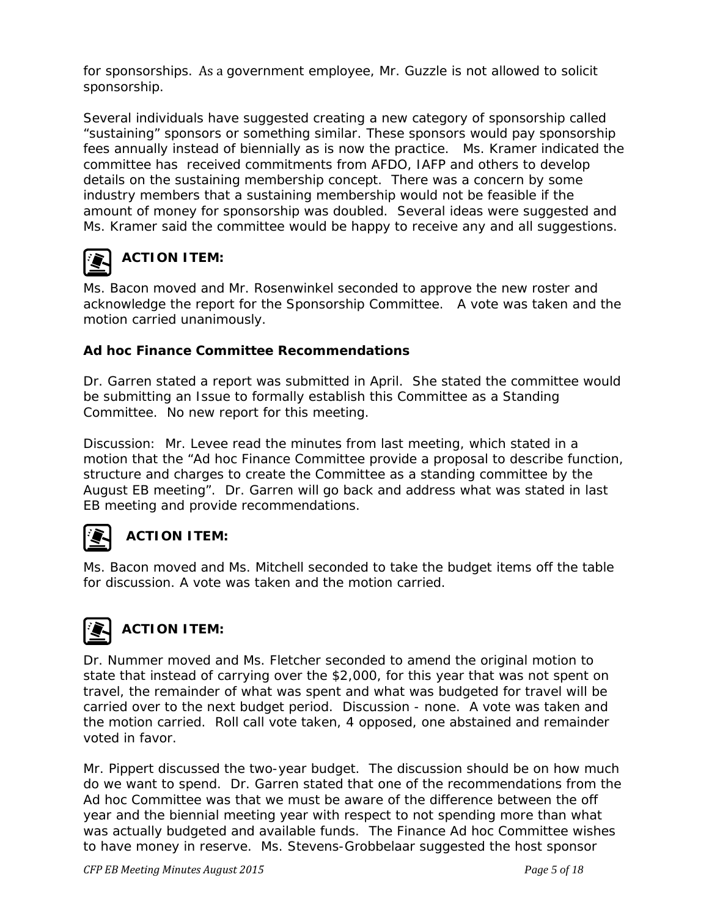for sponsorships. As a government employee, Mr. Guzzle is not allowed to solicit sponsorship.

Several individuals have suggested creating a new category of sponsorship called "sustaining" sponsors or something similar. These sponsors would pay sponsorship fees annually instead of biennially as is now the practice. Ms. Kramer indicated the committee has received commitments from AFDO, IAFP and others to develop details on the sustaining membership concept. There was a concern by some industry members that a sustaining membership would not be feasible if the amount of money for sponsorship was doubled. Several ideas were suggested and Ms. Kramer said the committee would be happy to receive any and all suggestions.

**ACTION ITEM:**

Ms. Bacon moved and Mr. Rosenwinkel seconded to approve the new roster and acknowledge the report for the Sponsorship Committee. A vote was taken and the motion carried unanimously.

**Ad hoc Finance Committee Recommendations**

Dr. Garren stated a report was submitted in April. She stated the committee would be submitting an Issue to formally establish this Committee as a Standing Committee. No new report for this meeting.

Discussion: Mr. Levee read the minutes from last meeting, which stated in a motion that the "Ad hoc Finance Committee provide a proposal to describe function, structure and charges to create the Committee as a standing committee by the August EB meeting". Dr. Garren will go back and address what was stated in last EB meeting and provide recommendations.

**ACTION ITEM:**

Ms. Bacon moved and Ms. Mitchell seconded to take the budget items off the table for discussion. A vote was taken and the motion carried.

**ACTION ITEM:**

Dr. Nummer moved and Ms. Fletcher seconded to amend the original motion to state that instead of carrying over the $2,000, for this year that was not spent on travel, the remainder of what was spent and what was budgeted for travel will be carried over to the next budget period. Discussion - none. A vote was taken and the motion carried. Roll call vote taken, 4 opposed, one abstained and remainder voted in favor.

Mr. Pippert discussed the two-year budget. The discussion should be on how much do we want to spend. Dr. Garren stated that one of the recommendations from the Ad hoc Committee was that we must be aware of the difference between the off year and the biennial meeting year with respect to not spending more than what was actually budgeted and available funds. The Finance Ad hoc Committee wishes to have money in reserve. Ms. Stevens-Grobbelaar suggested the host sponsor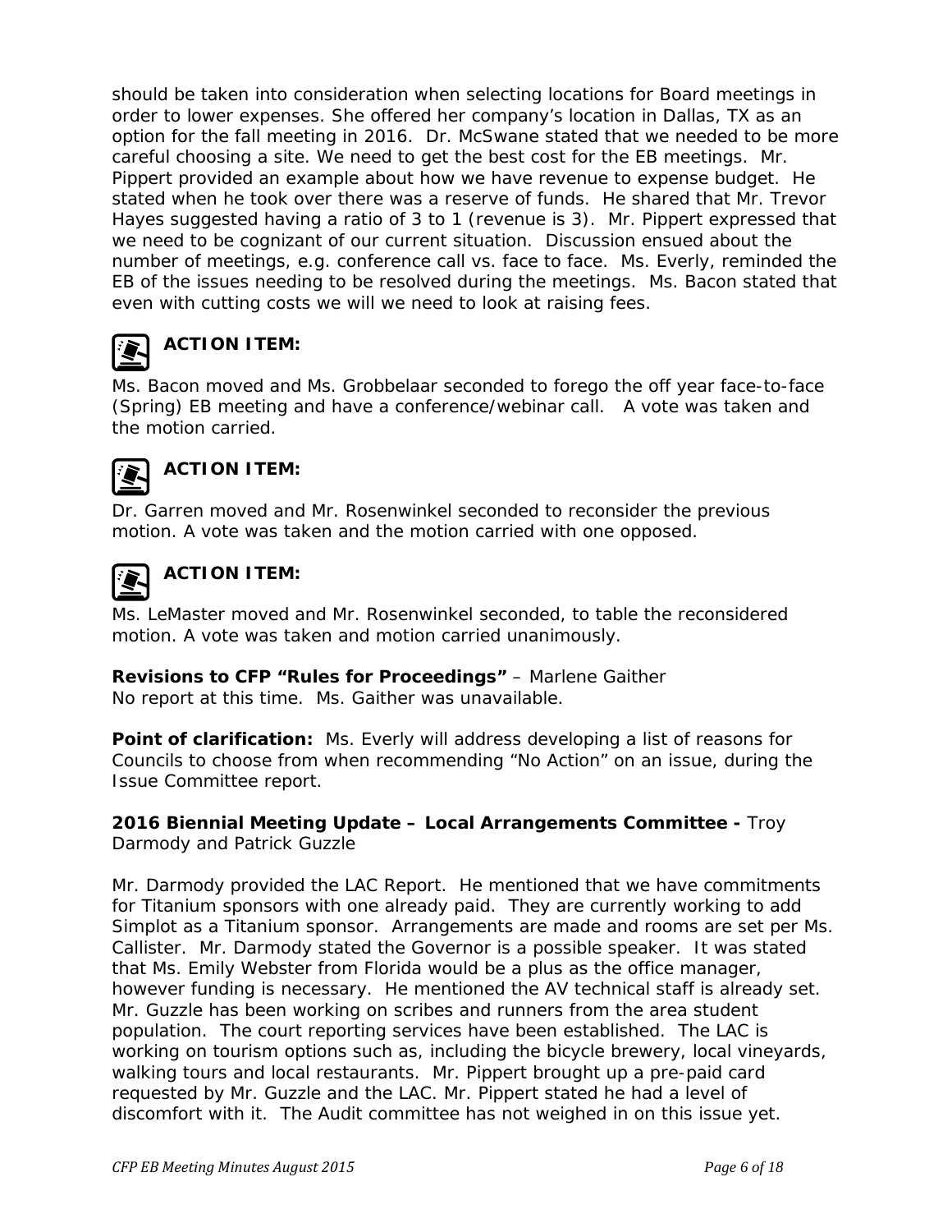should be taken into consideration when selecting locations for Board meetings in order to lower expenses. She offered her company's location in Dallas, TX as an option for the fall meeting in 2016. Dr. McSwane stated that we needed to be more careful choosing a site. We need to get the best cost for the EB meetings. Mr. Pippert provided an example about how we have revenue to expense budget. He stated when he took over there was a reserve of funds. He shared that Mr. Trevor Hayes suggested having a ratio of 3 to 1 (revenue is 3). Mr. Pippert expressed that we need to be cognizant of our current situation. Discussion ensued about the number of meetings, e.g. conference call vs. face to face. Ms. Everly, reminded the EB of the issues needing to be resolved during the meetings. Ms. Bacon stated that even with cutting costs we will we need to look at raising fees.

**ACTION ITEM:**

Ms. Bacon moved and Ms. Grobbelaar seconded to forego the off year face-to-face (Spring) EB meeting and have a conference/webinar call. A vote was taken and the motion carried.

**ACTION ITEM:**

Dr. Garren moved and Mr. Rosenwinkel seconded to reconsider the previous motion. A vote was taken and the motion carried with one opposed.

**ACTION ITEM:**

Ms. LeMaster moved and Mr. Rosenwinkel seconded, to table the reconsidered motion. A vote was taken and motion carried unanimously.

**Revisions to CFP "Rules for Proceedings"** – Marlene Gaither
No report at this time. Ms. Gaither was unavailable.

**Point of clarification:** Ms. Everly will address developing a list of reasons for Councils to choose from when recommending "No Action" on an issue, during the Issue Committee report.

**2016 Biennial Meeting Update – Local Arrangements Committee -** Troy Darmody and Patrick Guzzle

Mr. Darmody provided the LAC Report. He mentioned that we have commitments for Titanium sponsors with one already paid. They are currently working to add Simplot as a Titanium sponsor. Arrangements are made and rooms are set per Ms. Callister. Mr. Darmody stated the Governor is a possible speaker. It was stated that Ms. Emily Webster from Florida would be a plus as the office manager, however funding is necessary. He mentioned the AV technical staff is already set. Mr. Guzzle has been working on scribes and runners from the area student population. The court reporting services have been established. The LAC is working on tourism options such as, including the bicycle brewery, local vineyards, walking tours and local restaurants. Mr. Pippert brought up a pre-paid card requested by Mr. Guzzle and the LAC. Mr. Pippert stated he had a level of discomfort with it. The Audit committee has not weighed in on this issue yet.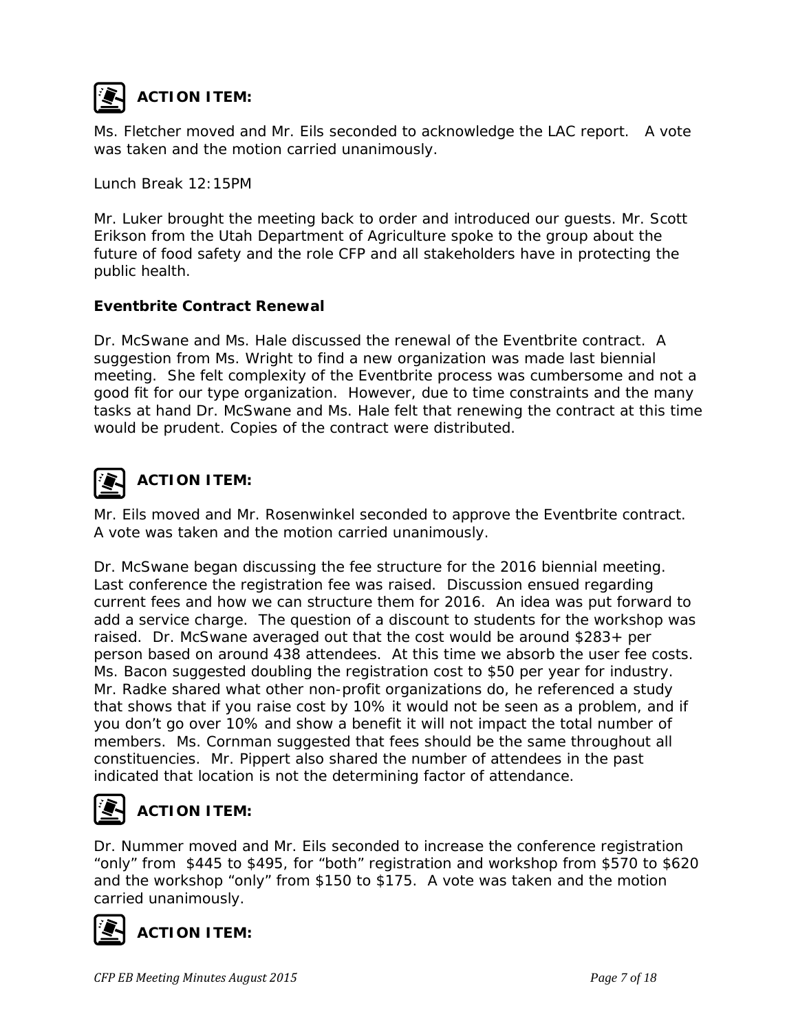**ACTION ITEM:**

Ms. Fletcher moved and Mr. Eils seconded to acknowledge the LAC report. A vote was taken and the motion carried unanimously.

Lunch Break 12:15PM

Mr. Luker brought the meeting back to order and introduced our guests. Mr. Scott Erikson from the Utah Department of Agriculture spoke to the group about the future of food safety and the role CFP and all stakeholders have in protecting the public health.

**Eventbrite Contract Renewal**

Dr. McSwane and Ms. Hale discussed the renewal of the Eventbrite contract. A suggestion from Ms. Wright to find a new organization was made last biennial meeting. She felt complexity of the Eventbrite process was cumbersome and not a good fit for our type organization. However, due to time constraints and the many tasks at hand Dr. McSwane and Ms. Hale felt that renewing the contract at this time would be prudent. Copies of the contract were distributed.

**ACTION ITEM:**

Mr. Eils moved and Mr. Rosenwinkel seconded to approve the Eventbrite contract. A vote was taken and the motion carried unanimously.

Dr. McSwane began discussing the fee structure for the 2016 biennial meeting. Last conference the registration fee was raised. Discussion ensued regarding current fees and how we can structure them for 2016. An idea was put forward to add a service charge. The question of a discount to students for the workshop was raised. Dr. McSwane averaged out that the cost would be around $283+ per person based on around 438 attendees. At this time we absorb the user fee costs. Ms. Bacon suggested doubling the registration cost to $50 per year for industry. Mr. Radke shared what other non-profit organizations do, he referenced a study that shows that if you raise cost by 10% it would not be seen as a problem, and if you don't go over 10% and show a benefit it will not impact the total number of members. Ms. Cornman suggested that fees should be the same throughout all constituencies. Mr. Pippert also shared the number of attendees in the past indicated that location is not the determining factor of attendance.

**ACTION ITEM:**

Dr. Nummer moved and Mr. Eils seconded to increase the conference registration "only" from $445 to $495, for "both" registration and workshop from $570 to $620 and the workshop "only" from $150 to $175. A vote was taken and the motion carried unanimously.

**ACTION ITEM:**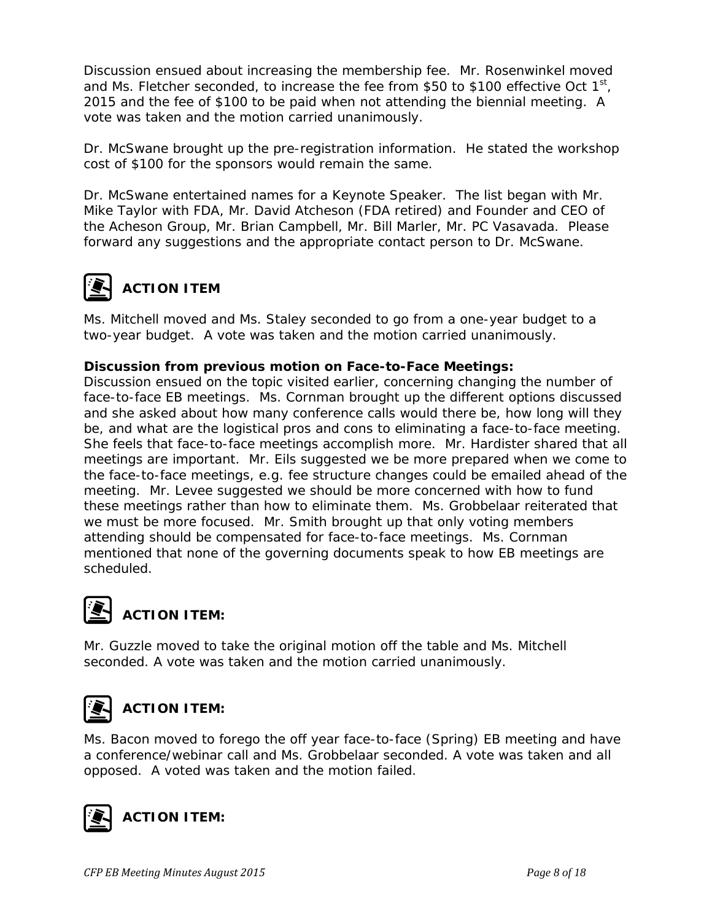Discussion ensued about increasing the membership fee. Mr. Rosenwinkel moved and Ms. Fletcher seconded, to increase the fee from $50 to $100 effective Oct 1st, 2015 and the fee of $100 to be paid when not attending the biennial meeting. A vote was taken and the motion carried unanimously.

Dr. McSwane brought up the pre-registration information. He stated the workshop cost of $100 for the sponsors would remain the same.

Dr. McSwane entertained names for a Keynote Speaker. The list began with Mr. Mike Taylor with FDA, Mr. David Atcheson (FDA retired) and Founder and CEO of the Acheson Group, Mr. Brian Campbell, Mr. Bill Marler, Mr. PC Vasavada. Please forward any suggestions and the appropriate contact person to Dr. McSwane.

**ACTION ITEM**

Ms. Mitchell moved and Ms. Staley seconded to go from a one-year budget to a two-year budget. A vote was taken and the motion carried unanimously.

**Discussion from previous motion on Face-to-Face Meetings:**
Discussion ensued on the topic visited earlier, concerning changing the number of face-to-face EB meetings. Ms. Cornman brought up the different options discussed and she asked about how many conference calls would there be, how long will they be, and what are the logistical pros and cons to eliminating a face-to-face meeting. She feels that face-to-face meetings accomplish more. Mr. Hardister shared that all meetings are important. Mr. Eils suggested we be more prepared when we come to the face-to-face meetings, e.g. fee structure changes could be emailed ahead of the meeting. Mr. Levee suggested we should be more concerned with how to fund these meetings rather than how to eliminate them. Ms. Grobbelaar reiterated that we must be more focused. Mr. Smith brought up that only voting members attending should be compensated for face-to-face meetings. Ms. Cornman mentioned that none of the governing documents speak to how EB meetings are scheduled.

**ACTION ITEM:**

Mr. Guzzle moved to take the original motion off the table and Ms. Mitchell seconded. A vote was taken and the motion carried unanimously.

**ACTION ITEM:**

Ms. Bacon moved to forego the off year face-to-face (Spring) EB meeting and have a conference/webinar call and Ms. Grobbelaar seconded. A vote was taken and all opposed. A voted was taken and the motion failed.

**ACTION ITEM:**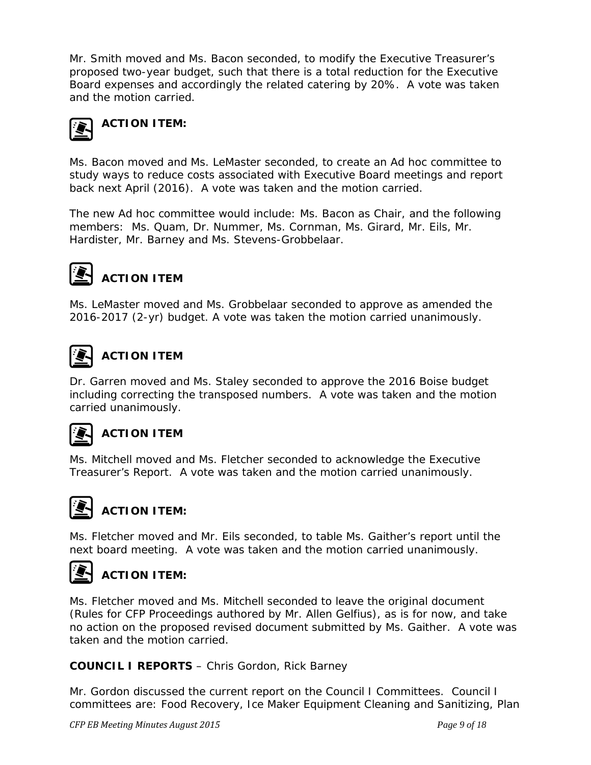Mr. Smith moved and Ms. Bacon seconded, to modify the Executive Treasurer's proposed two-year budget, such that there is a total reduction for the Executive Board expenses and accordingly the related catering by 20%. A vote was taken and the motion carried.

**ACTION ITEM:**

Ms. Bacon moved and Ms. LeMaster seconded, to create an Ad hoc committee to study ways to reduce costs associated with Executive Board meetings and report back next April (2016). A vote was taken and the motion carried.

The new Ad hoc committee would include: Ms. Bacon as Chair, and the following members: Ms. Quam, Dr. Nummer, Ms. Cornman, Ms. Girard, Mr. Eils, Mr. Hardister, Mr. Barney and Ms. Stevens-Grobbelaar.

**ACTION ITEM**

Ms. LeMaster moved and Ms. Grobbelaar seconded to approve as amended the 2016-2017 (2-yr) budget. A vote was taken the motion carried unanimously.

**ACTION ITEM**

Dr. Garren moved and Ms. Staley seconded to approve the 2016 Boise budget including correcting the transposed numbers. A vote was taken and the motion carried unanimously.

**ACTION ITEM**

Ms. Mitchell moved and Ms. Fletcher seconded to acknowledge the Executive Treasurer's Report. A vote was taken and the motion carried unanimously.

**ACTION ITEM:**

Ms. Fletcher moved and Mr. Eils seconded, to table Ms. Gaither's report until the next board meeting. A vote was taken and the motion carried unanimously.

**ACTION ITEM:**

Ms. Fletcher moved and Ms. Mitchell seconded to leave the original document (Rules for CFP Proceedings authored by Mr. Allen Gelfius), as is for now, and take no action on the proposed revised document submitted by Ms. Gaither. A vote was taken and the motion carried.

**COUNCIL I REPORTS** – Chris Gordon, Rick Barney

Mr. Gordon discussed the current report on the Council I Committees. Council I committees are: Food Recovery, Ice Maker Equipment Cleaning and Sanitizing, Plan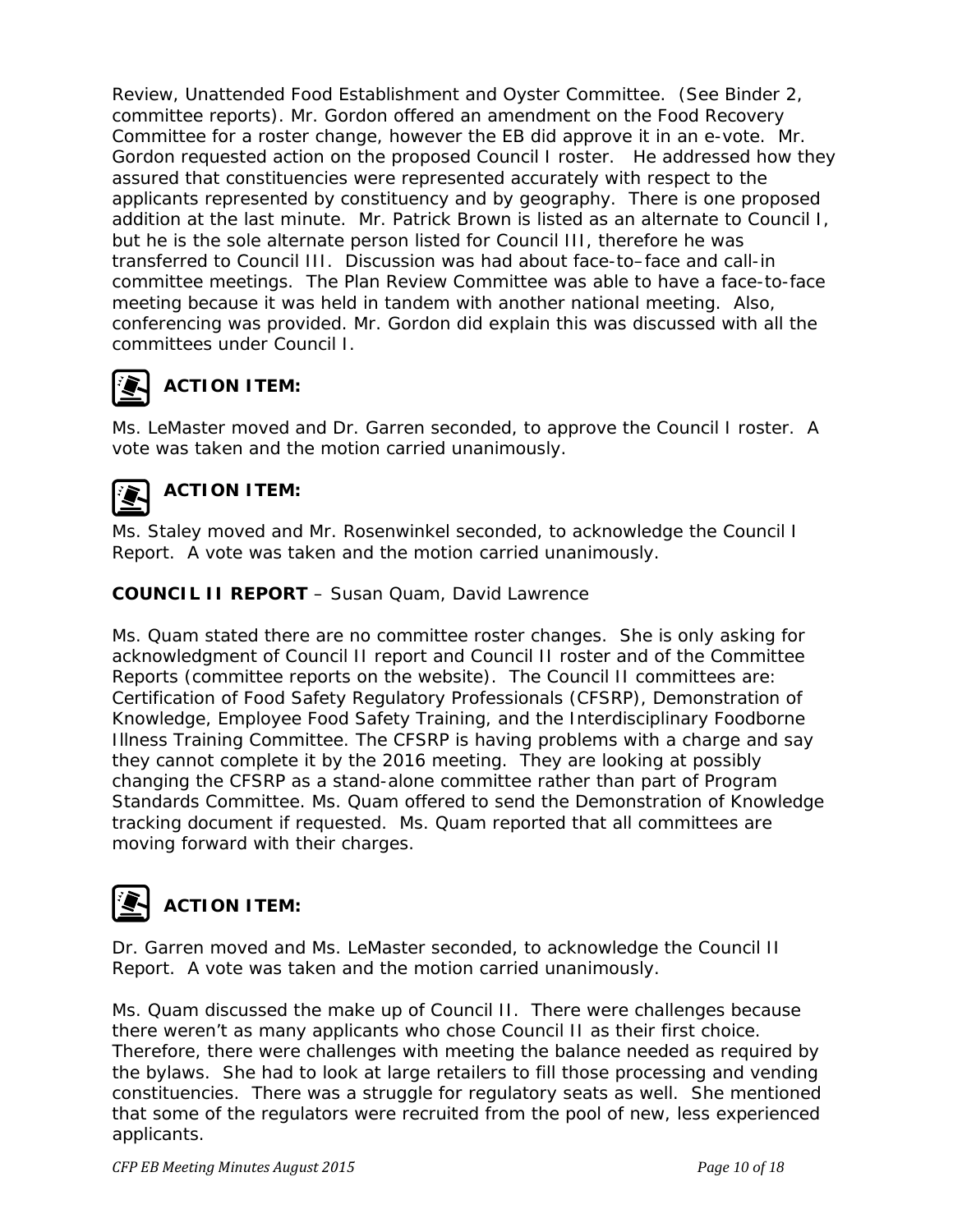Review, Unattended Food Establishment and Oyster Committee. (See Binder 2, committee reports). Mr. Gordon offered an amendment on the Food Recovery Committee for a roster change, however the EB did approve it in an e-vote. Mr. Gordon requested action on the proposed Council I roster. He addressed how they assured that constituencies were represented accurately with respect to the applicants represented by constituency and by geography. There is one proposed addition at the last minute. Mr. Patrick Brown is listed as an alternate to Council I, but he is the sole alternate person listed for Council III, therefore he was transferred to Council III. Discussion was had about face-to–face and call-in committee meetings. The Plan Review Committee was able to have a face-to-face meeting because it was held in tandem with another national meeting. Also, conferencing was provided. Mr. Gordon did explain this was discussed with all the committees under Council I.

**ACTION ITEM:**

Ms. LeMaster moved and Dr. Garren seconded, to approve the Council I roster. A vote was taken and the motion carried unanimously.

**ACTION ITEM:**

Ms. Staley moved and Mr. Rosenwinkel seconded, to acknowledge the Council I Report. A vote was taken and the motion carried unanimously.

**COUNCIL II REPORT** – Susan Quam, David Lawrence

Ms. Quam stated there are no committee roster changes. She is only asking for acknowledgment of Council II report and Council II roster and of the Committee Reports (committee reports on the website). The Council II committees are: Certification of Food Safety Regulatory Professionals (CFSRP), Demonstration of Knowledge, Employee Food Safety Training, and the Interdisciplinary Foodborne Illness Training Committee. The CFSRP is having problems with a charge and say they cannot complete it by the 2016 meeting. They are looking at possibly changing the CFSRP as a stand-alone committee rather than part of Program Standards Committee. Ms. Quam offered to send the Demonstration of Knowledge tracking document if requested. Ms. Quam reported that all committees are moving forward with their charges.

**ACTION ITEM:**

Dr. Garren moved and Ms. LeMaster seconded, to acknowledge the Council II Report. A vote was taken and the motion carried unanimously.

Ms. Quam discussed the make up of Council II. There were challenges because there weren't as many applicants who chose Council II as their first choice. Therefore, there were challenges with meeting the balance needed as required by the bylaws. She had to look at large retailers to fill those processing and vending constituencies. There was a struggle for regulatory seats as well. She mentioned that some of the regulators were recruited from the pool of new, less experienced applicants.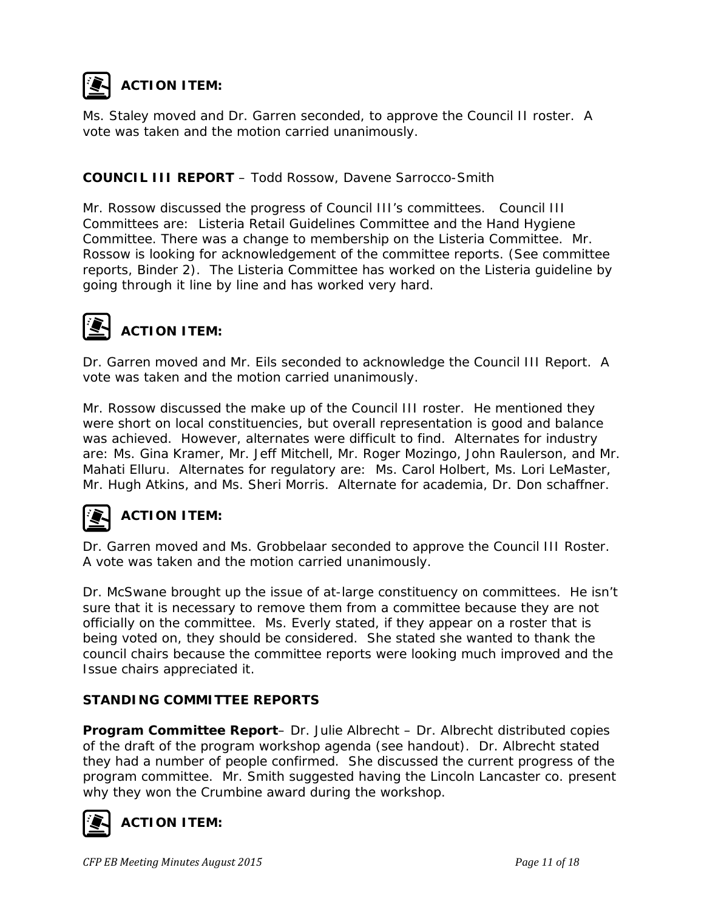**ACTION ITEM:**

Ms. Staley moved and Dr. Garren seconded, to approve the Council II roster. A vote was taken and the motion carried unanimously.

**COUNCIL III REPORT** – Todd Rossow, Davene Sarrocco-Smith

Mr. Rossow discussed the progress of Council III's committees. Council III Committees are: Listeria Retail Guidelines Committee and the Hand Hygiene Committee. There was a change to membership on the Listeria Committee. Mr. Rossow is looking for acknowledgement of the committee reports. (See committee reports, Binder 2). The Listeria Committee has worked on the Listeria guideline by going through it line by line and has worked very hard.

**ACTION ITEM:**

Dr. Garren moved and Mr. Eils seconded to acknowledge the Council III Report. A vote was taken and the motion carried unanimously.

Mr. Rossow discussed the make up of the Council III roster. He mentioned they were short on local constituencies, but overall representation is good and balance was achieved. However, alternates were difficult to find. Alternates for industry are: Ms. Gina Kramer, Mr. Jeff Mitchell, Mr. Roger Mozingo, John Raulerson, and Mr. Mahati Elluru. Alternates for regulatory are: Ms. Carol Holbert, Ms. Lori LeMaster, Mr. Hugh Atkins, and Ms. Sheri Morris. Alternate for academia, Dr. Don schaffner.

**ACTION ITEM:**

Dr. Garren moved and Ms. Grobbelaar seconded to approve the Council III Roster. A vote was taken and the motion carried unanimously.

Dr. McSwane brought up the issue of at-large constituency on committees. He isn't sure that it is necessary to remove them from a committee because they are not officially on the committee. Ms. Everly stated, if they appear on a roster that is being voted on, they should be considered. She stated she wanted to thank the council chairs because the committee reports were looking much improved and the Issue chairs appreciated it.

**STANDING COMMITTEE REPORTS**

**Program Committee Report**– Dr. Julie Albrecht – Dr. Albrecht distributed copies of the draft of the program workshop agenda (see handout). Dr. Albrecht stated they had a number of people confirmed. She discussed the current progress of the program committee. Mr. Smith suggested having the Lincoln Lancaster co. present why they won the Crumbine award during the workshop.

**ACTION ITEM:**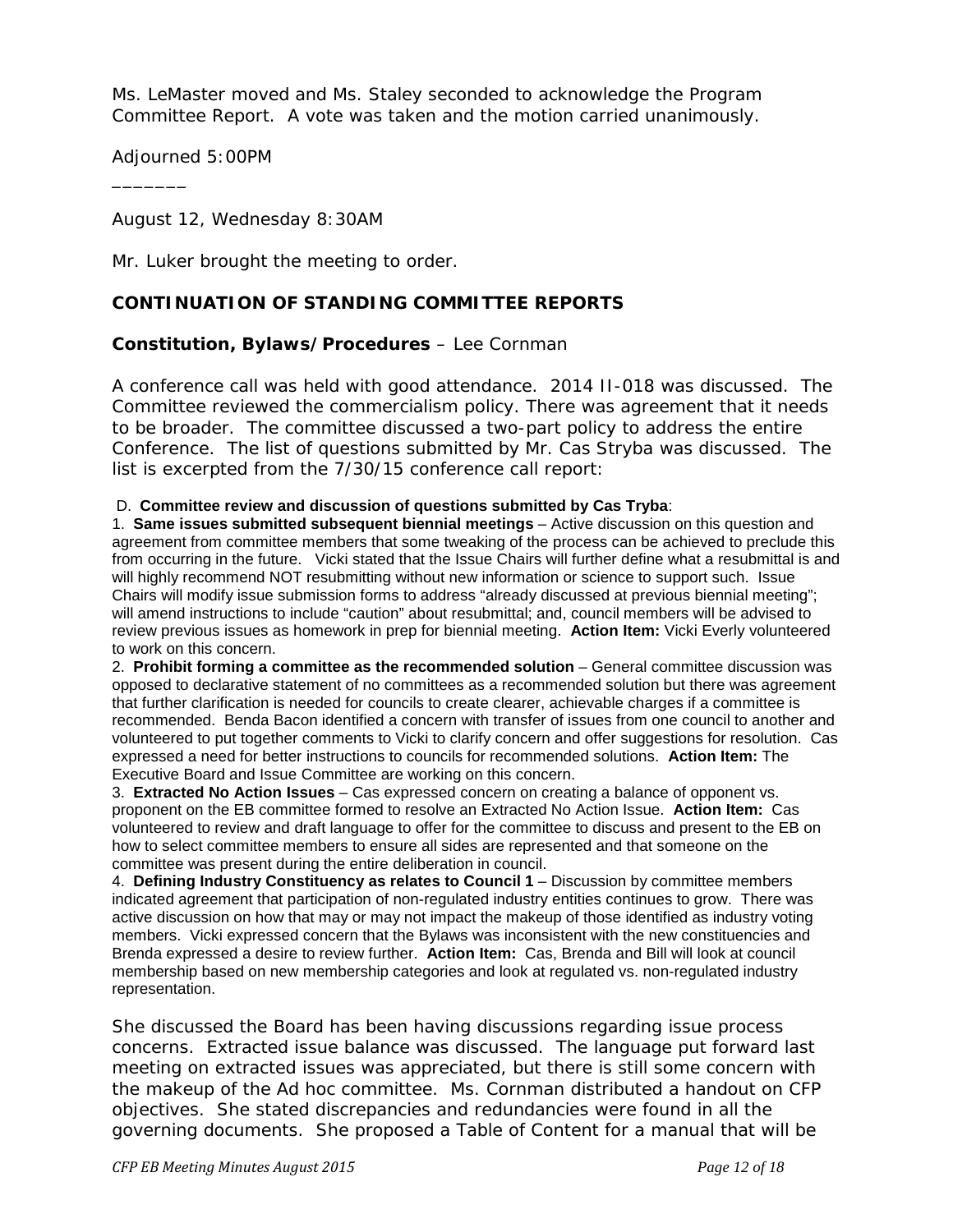Ms. LeMaster moved and Ms. Staley seconded to acknowledge the Program Committee Report. A vote was taken and the motion carried unanimously.

Adjourned 5:00PM

_______

August 12, Wednesday 8:30AM

Mr. Luker brought the meeting to order.

**CONTINUATION OF STANDING COMMITTEE REPORTS**

**Constitution, Bylaws/Procedures** – Lee Cornman

A conference call was held with good attendance. 2014 II-018 was discussed. The Committee reviewed the commercialism policy. There was agreement that it needs to be broader. The committee discussed a two-part policy to address the entire Conference. The list of questions submitted by Mr. Cas Stryba was discussed. The list is excerpted from the 7/30/15 conference call report:

D. **Committee review and discussion of questions submitted by Cas Tryba**:

1. **Same issues submitted subsequent biennial meetings** – Active discussion on this question and agreement from committee members that some tweaking of the process can be achieved to preclude this from occurring in the future. Vicki stated that the Issue Chairs will further define what a resubmittal is and will highly recommend NOT resubmitting without new information or science to support such. Issue Chairs will modify issue submission forms to address "already discussed at previous biennial meeting"; will amend instructions to include "caution" about resubmittal; and, council members will be advised to review previous issues as homework in prep for biennial meeting. **Action Item:** Vicki Everly volunteered to work on this concern.
2. **Prohibit forming a committee as the recommended solution** – General committee discussion was opposed to declarative statement of no committees as a recommended solution but there was agreement that further clarification is needed for councils to create clearer, achievable charges if a committee is recommended. Benda Bacon identified a concern with transfer of issues from one council to another and volunteered to put together comments to Vicki to clarify concern and offer suggestions for resolution. Cas expressed a need for better instructions to councils for recommended solutions. **Action Item:** The Executive Board and Issue Committee are working on this concern.
3. **Extracted No Action Issues** – Cas expressed concern on creating a balance of opponent vs. proponent on the EB committee formed to resolve an Extracted No Action Issue. **Action Item:** Cas volunteered to review and draft language to offer for the committee to discuss and present to the EB on how to select committee members to ensure all sides are represented and that someone on the committee was present during the entire deliberation in council.
4. **Defining Industry Constituency as relates to Council 1** – Discussion by committee members indicated agreement that participation of non-regulated industry entities continues to grow. There was active discussion on how that may or may not impact the makeup of those identified as industry voting members. Vicki expressed concern that the Bylaws was inconsistent with the new constituencies and Brenda expressed a desire to review further. **Action Item:** Cas, Brenda and Bill will look at council membership based on new membership categories and look at regulated vs. non-regulated industry representation.

She discussed the Board has been having discussions regarding issue process concerns. Extracted issue balance was discussed. The language put forward last meeting on extracted issues was appreciated, but there is still some concern with the makeup of the Ad hoc committee. Ms. Cornman distributed a handout on CFP objectives. She stated discrepancies and redundancies were found in all the governing documents. She proposed a Table of Content for a manual that will be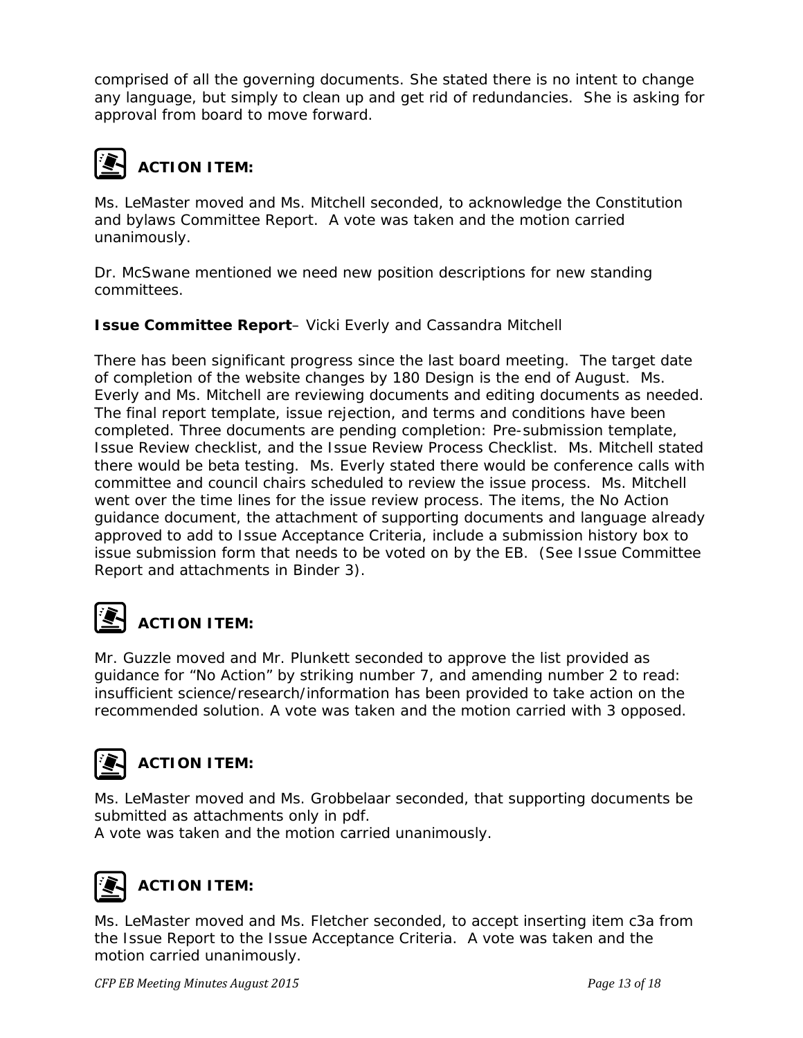comprised of all the governing documents. She stated there is no intent to change any language, but simply to clean up and get rid of redundancies. She is asking for approval from board to move forward.

**ACTION ITEM:**

Ms. LeMaster moved and Ms. Mitchell seconded, to acknowledge the Constitution and bylaws Committee Report. A vote was taken and the motion carried unanimously.

Dr. McSwane mentioned we need new position descriptions for new standing committees.

**Issue Committee Report**– Vicki Everly and Cassandra Mitchell

There has been significant progress since the last board meeting. The target date of completion of the website changes by 180 Design is the end of August. Ms. Everly and Ms. Mitchell are reviewing documents and editing documents as needed. The final report template, issue rejection, and terms and conditions have been completed. Three documents are pending completion: Pre-submission template, Issue Review checklist, and the Issue Review Process Checklist. Ms. Mitchell stated there would be beta testing. Ms. Everly stated there would be conference calls with committee and council chairs scheduled to review the issue process. Ms. Mitchell went over the time lines for the issue review process. The items, the No Action guidance document, the attachment of supporting documents and language already approved to add to Issue Acceptance Criteria, include a submission history box to issue submission form that needs to be voted on by the EB. (See Issue Committee Report and attachments in Binder 3).

**ACTION ITEM:**

Mr. Guzzle moved and Mr. Plunkett seconded to approve the list provided as guidance for "No Action" by striking number 7, and amending number 2 to read: insufficient science/research/information has been provided to take action on the recommended solution. A vote was taken and the motion carried with 3 opposed.

**ACTION ITEM:**

Ms. LeMaster moved and Ms. Grobbelaar seconded, that supporting documents be submitted as attachments only in pdf.
A vote was taken and the motion carried unanimously.

**ACTION ITEM:**

Ms. LeMaster moved and Ms. Fletcher seconded, to accept inserting item c3a from the Issue Report to the Issue Acceptance Criteria. A vote was taken and the motion carried unanimously.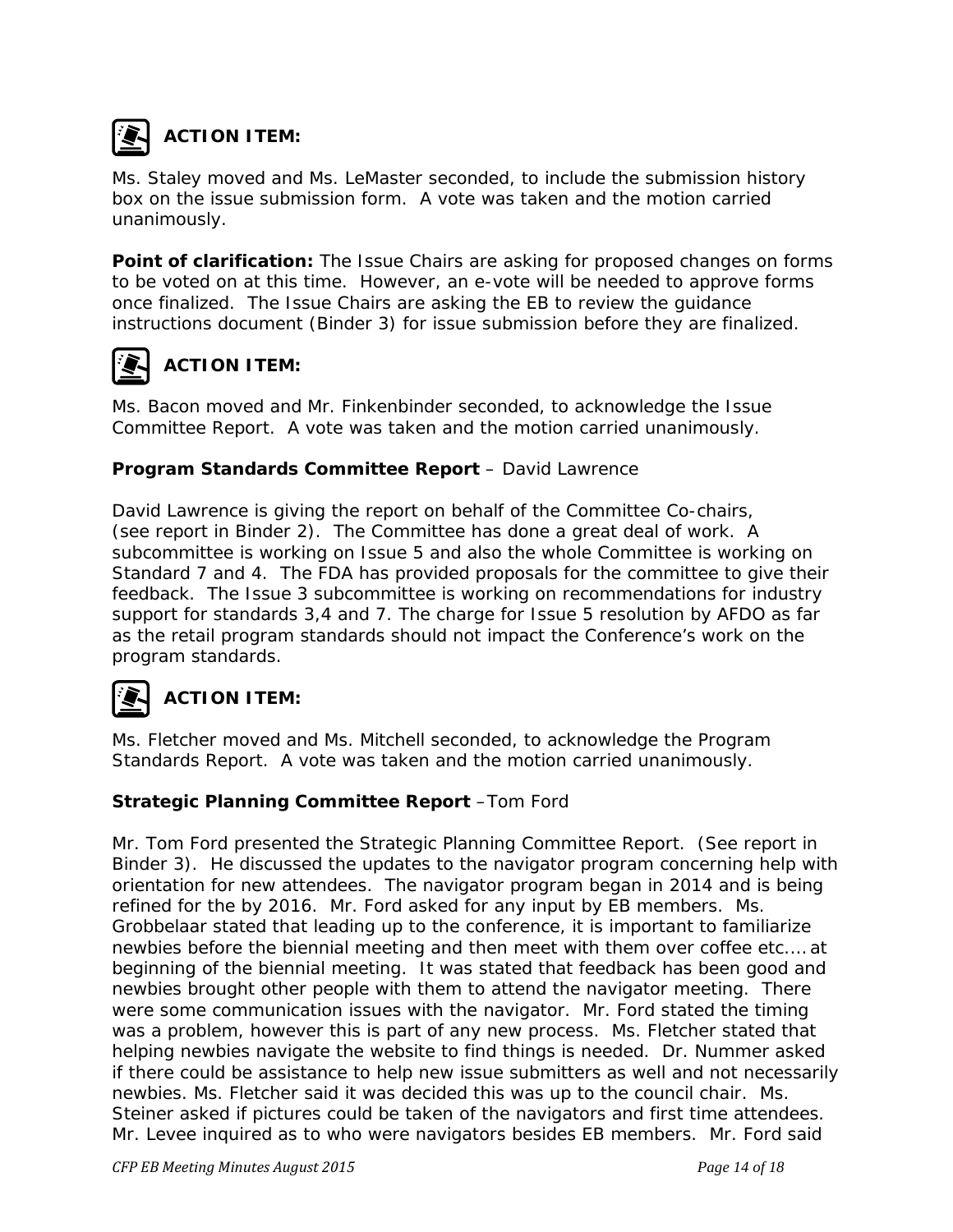**ACTION ITEM:**

Ms. Staley moved and Ms. LeMaster seconded, to include the submission history box on the issue submission form. A vote was taken and the motion carried unanimously.

**Point of clarification:** The Issue Chairs are asking for proposed changes on forms to be voted on at this time. However, an e-vote will be needed to approve forms once finalized. The Issue Chairs are asking the EB to review the guidance instructions document (Binder 3) for issue submission before they are finalized.

**ACTION ITEM:**

Ms. Bacon moved and Mr. Finkenbinder seconded, to acknowledge the Issue Committee Report. A vote was taken and the motion carried unanimously.

**Program Standards Committee Report** – David Lawrence

David Lawrence is giving the report on behalf of the Committee Co-chairs, (see report in Binder 2). The Committee has done a great deal of work. A subcommittee is working on Issue 5 and also the whole Committee is working on Standard 7 and 4. The FDA has provided proposals for the committee to give their feedback. The Issue 3 subcommittee is working on recommendations for industry support for standards 3,4 and 7. The charge for Issue 5 resolution by AFDO as far as the retail program standards should not impact the Conference's work on the program standards.

**ACTION ITEM:**

Ms. Fletcher moved and Ms. Mitchell seconded, to acknowledge the Program Standards Report. A vote was taken and the motion carried unanimously.

**Strategic Planning Committee Report** –Tom Ford

Mr. Tom Ford presented the Strategic Planning Committee Report. (See report in Binder 3). He discussed the updates to the navigator program concerning help with orientation for new attendees. The navigator program began in 2014 and is being refined for the by 2016. Mr. Ford asked for any input by EB members. Ms. Grobbelaar stated that leading up to the conference, it is important to familiarize newbies before the biennial meeting and then meet with them over coffee etc.... at beginning of the biennial meeting. It was stated that feedback has been good and newbies brought other people with them to attend the navigator meeting. There were some communication issues with the navigator. Mr. Ford stated the timing was a problem, however this is part of any new process. Ms. Fletcher stated that helping newbies navigate the website to find things is needed. Dr. Nummer asked if there could be assistance to help new issue submitters as well and not necessarily newbies. Ms. Fletcher said it was decided this was up to the council chair. Ms. Steiner asked if pictures could be taken of the navigators and first time attendees. Mr. Levee inquired as to who were navigators besides EB members. Mr. Ford said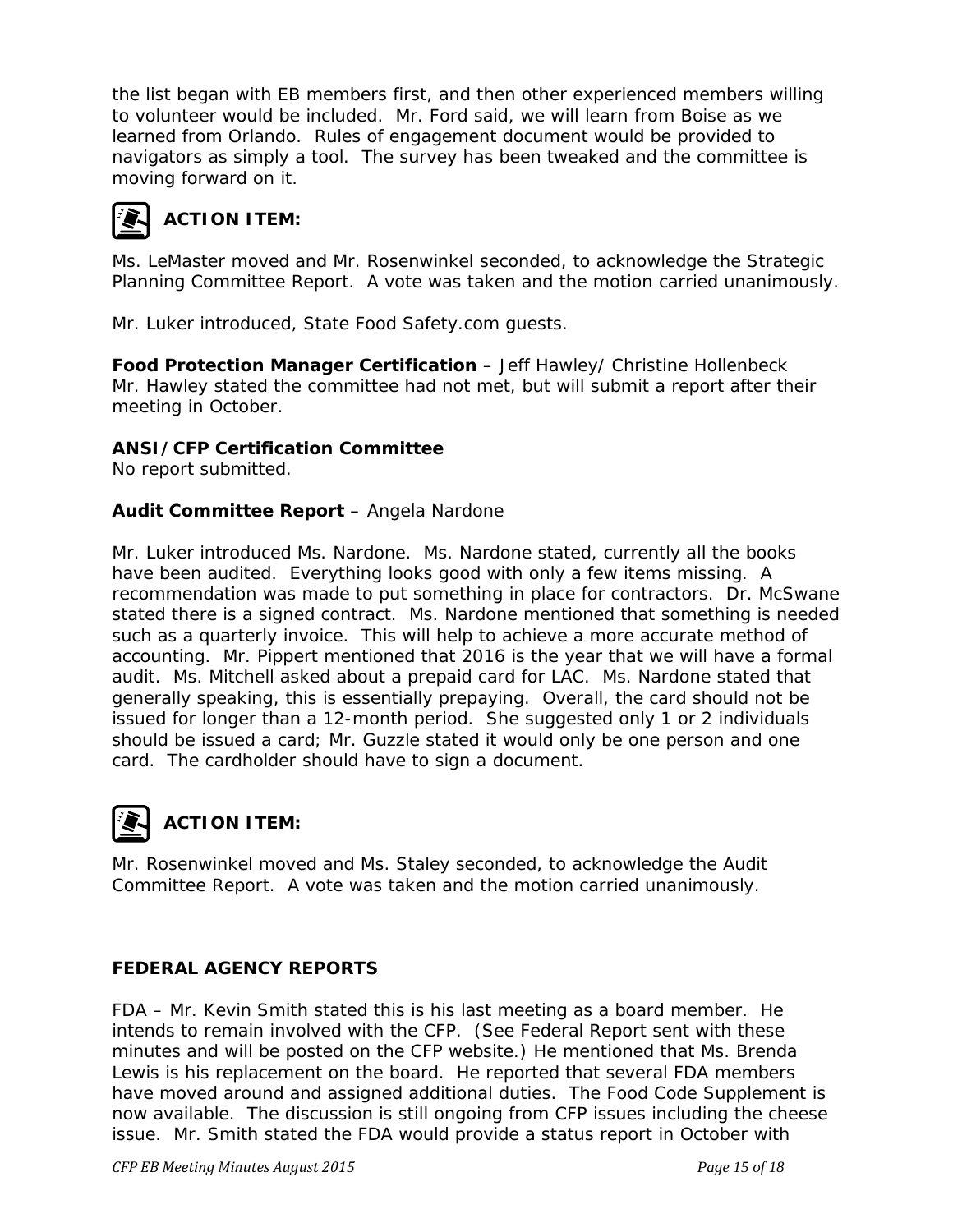the list began with EB members first, and then other experienced members willing to volunteer would be included. Mr. Ford said, we will learn from Boise as we learned from Orlando. Rules of engagement document would be provided to navigators as simply a tool. The survey has been tweaked and the committee is moving forward on it.

**ACTION ITEM:**

Ms. LeMaster moved and Mr. Rosenwinkel seconded, to acknowledge the Strategic Planning Committee Report. A vote was taken and the motion carried unanimously.

Mr. Luker introduced, State Food Safety.com guests.

**Food Protection Manager Certification** – Jeff Hawley/ Christine Hollenbeck
Mr. Hawley stated the committee had not met, but will submit a report after their meeting in October.

**ANSI/CFP Certification Committee**
No report submitted.

**Audit Committee Report** – Angela Nardone

Mr. Luker introduced Ms. Nardone. Ms. Nardone stated, currently all the books have been audited. Everything looks good with only a few items missing. A recommendation was made to put something in place for contractors. Dr. McSwane stated there is a signed contract. Ms. Nardone mentioned that something is needed such as a quarterly invoice. This will help to achieve a more accurate method of accounting. Mr. Pippert mentioned that 2016 is the year that we will have a formal audit. Ms. Mitchell asked about a prepaid card for LAC. Ms. Nardone stated that generally speaking, this is essentially prepaying. Overall, the card should not be issued for longer than a 12-month period. She suggested only 1 or 2 individuals should be issued a card; Mr. Guzzle stated it would only be one person and one card. The cardholder should have to sign a document.

**ACTION ITEM:**

Mr. Rosenwinkel moved and Ms. Staley seconded, to acknowledge the Audit Committee Report. A vote was taken and the motion carried unanimously.

**FEDERAL AGENCY REPORTS**

FDA – Mr. Kevin Smith stated this is his last meeting as a board member. He intends to remain involved with the CFP. (See Federal Report sent with these minutes and will be posted on the CFP website.) He mentioned that Ms. Brenda Lewis is his replacement on the board. He reported that several FDA members have moved around and assigned additional duties. The Food Code Supplement is now available. The discussion is still ongoing from CFP issues including the cheese issue. Mr. Smith stated the FDA would provide a status report in October with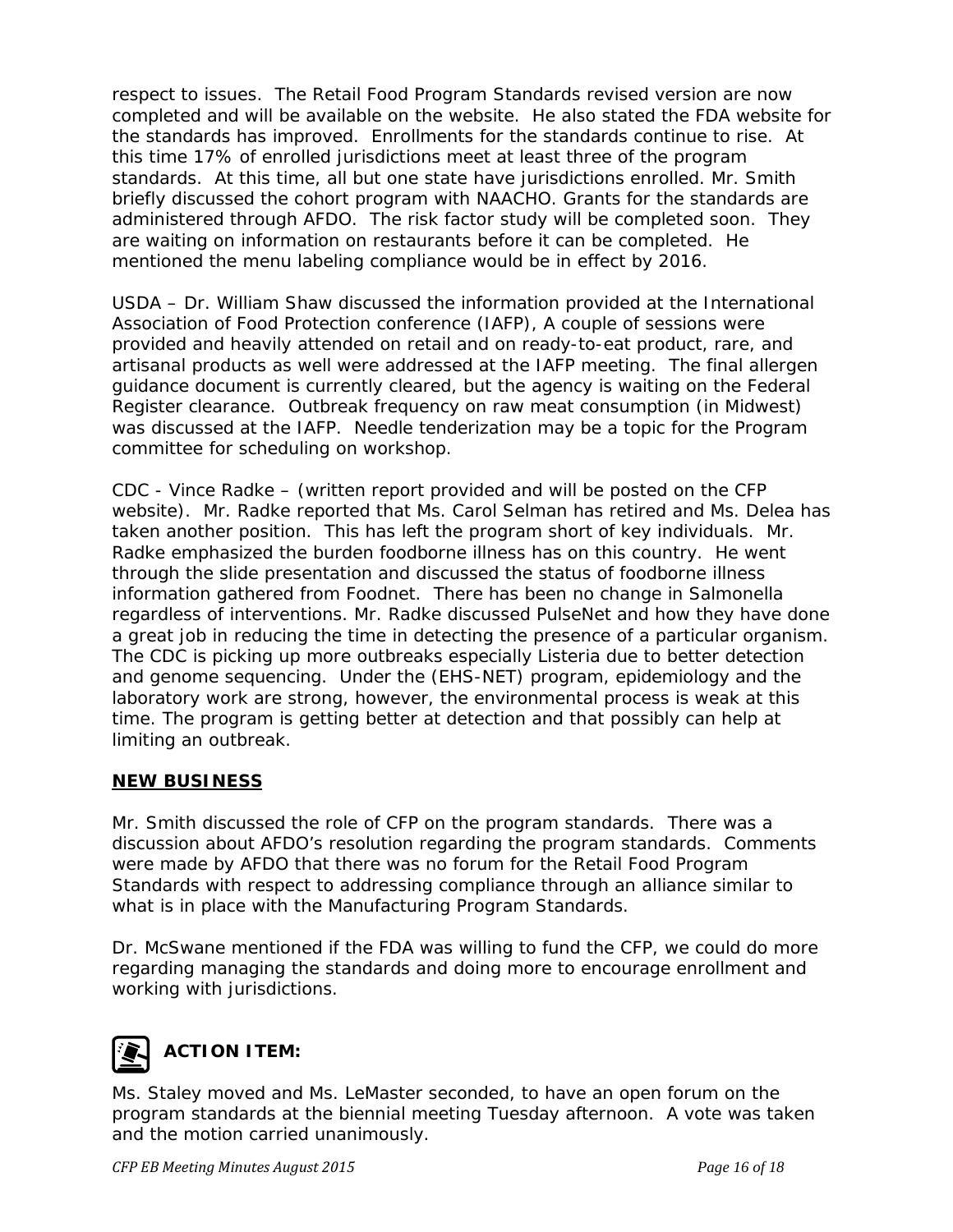respect to issues. The Retail Food Program Standards revised version are now completed and will be available on the website. He also stated the FDA website for the standards has improved. Enrollments for the standards continue to rise. At this time 17% of enrolled jurisdictions meet at least three of the program standards. At this time, all but one state have jurisdictions enrolled. Mr. Smith briefly discussed the cohort program with NAACHO. Grants for the standards are administered through AFDO. The risk factor study will be completed soon. They are waiting on information on restaurants before it can be completed. He mentioned the menu labeling compliance would be in effect by 2016.

USDA – Dr. William Shaw discussed the information provided at the International Association of Food Protection conference (IAFP), A couple of sessions were provided and heavily attended on retail and on ready-to-eat product, rare, and artisanal products as well were addressed at the IAFP meeting. The final allergen guidance document is currently cleared, but the agency is waiting on the Federal Register clearance. Outbreak frequency on raw meat consumption (in Midwest) was discussed at the IAFP. Needle tenderization may be a topic for the Program committee for scheduling on workshop.

CDC - Vince Radke – (written report provided and will be posted on the CFP website). Mr. Radke reported that Ms. Carol Selman has retired and Ms. Delea has taken another position. This has left the program short of key individuals. Mr. Radke emphasized the burden foodborne illness has on this country. He went through the slide presentation and discussed the status of foodborne illness information gathered from Foodnet. There has been no change in Salmonella regardless of interventions. Mr. Radke discussed PulseNet and how they have done a great job in reducing the time in detecting the presence of a particular organism. The CDC is picking up more outbreaks especially Listeria due to better detection and genome sequencing. Under the (EHS-NET) program, epidemiology and the laboratory work are strong, however, the environmental process is weak at this time. The program is getting better at detection and that possibly can help at limiting an outbreak.

## NEW BUSINESS

Mr. Smith discussed the role of CFP on the program standards. There was a discussion about AFDO's resolution regarding the program standards. Comments were made by AFDO that there was no forum for the Retail Food Program Standards with respect to addressing compliance through an alliance similar to what is in place with the Manufacturing Program Standards.

Dr. McSwane mentioned if the FDA was willing to fund the CFP, we could do more regarding managing the standards and doing more to encourage enrollment and working with jurisdictions.

**ACTION ITEM:**

Ms. Staley moved and Ms. LeMaster seconded, to have an open forum on the program standards at the biennial meeting Tuesday afternoon. A vote was taken and the motion carried unanimously.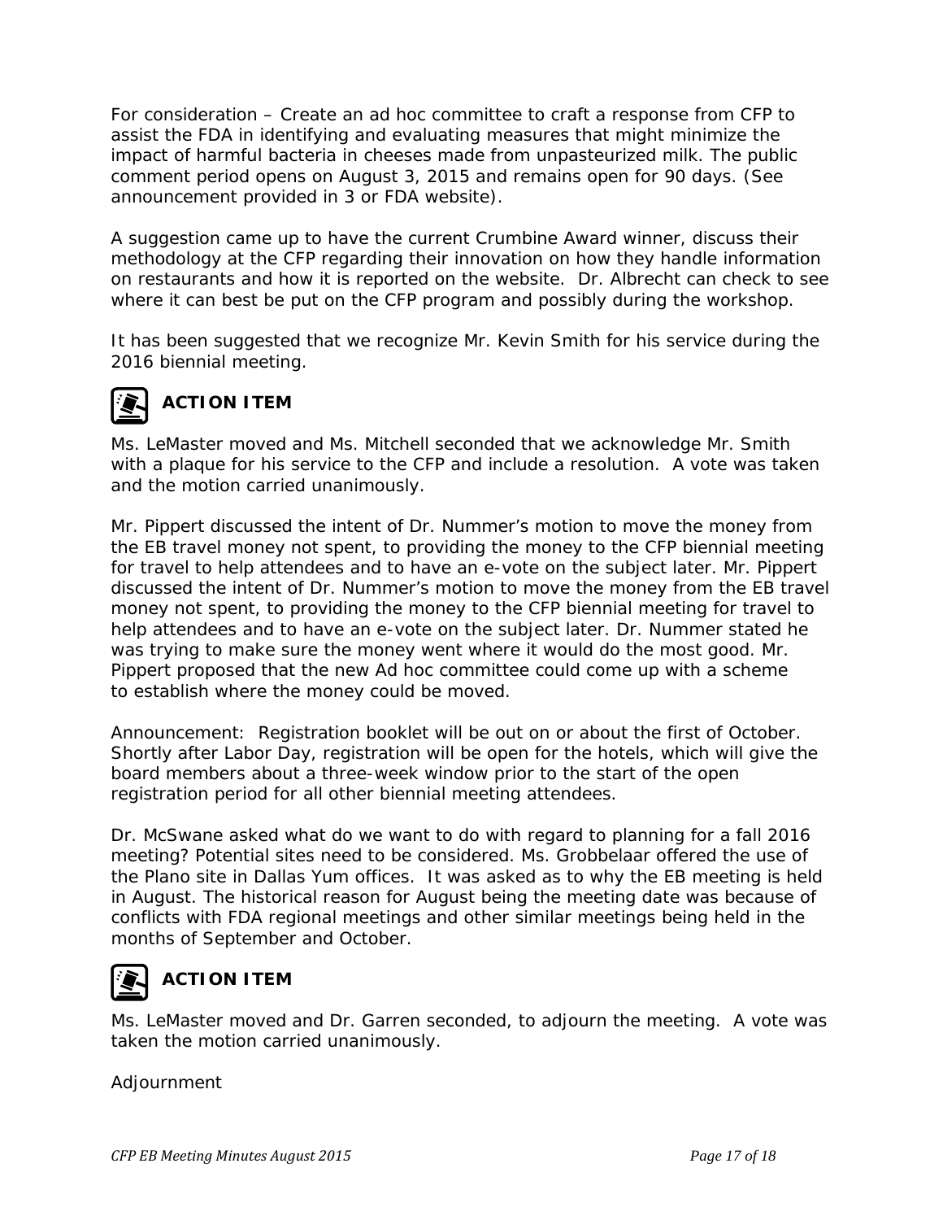For consideration – Create an ad hoc committee to craft a response from CFP to assist the FDA in identifying and evaluating measures that might minimize the impact of harmful bacteria in cheeses made from unpasteurized milk. The public comment period opens on August 3, 2015 and remains open for 90 days. (See announcement provided in 3 or FDA website).

A suggestion came up to have the current Crumbine Award winner, discuss their methodology at the CFP regarding their innovation on how they handle information on restaurants and how it is reported on the website. Dr. Albrecht can check to see where it can best be put on the CFP program and possibly during the workshop.

It has been suggested that we recognize Mr. Kevin Smith for his service during the 2016 biennial meeting.

**ACTION ITEM**

Ms. LeMaster moved and Ms. Mitchell seconded that we acknowledge Mr. Smith with a plaque for his service to the CFP and include a resolution. A vote was taken and the motion carried unanimously.

Mr. Pippert discussed the intent of Dr. Nummer's motion to move the money from the EB travel money not spent, to providing the money to the CFP biennial meeting for travel to help attendees and to have an e-vote on the subject later. Mr. Pippert discussed the intent of Dr. Nummer's motion to move the money from the EB travel money not spent, to providing the money to the CFP biennial meeting for travel to help attendees and to have an e-vote on the subject later. Dr. Nummer stated he was trying to make sure the money went where it would do the most good. Mr. Pippert proposed that the new Ad hoc committee could come up with a scheme to establish where the money could be moved.

Announcement: Registration booklet will be out on or about the first of October. Shortly after Labor Day, registration will be open for the hotels, which will give the board members about a three-week window prior to the start of the open registration period for all other biennial meeting attendees.

Dr. McSwane asked what do we want to do with regard to planning for a fall 2016 meeting? Potential sites need to be considered. Ms. Grobbelaar offered the use of the Plano site in Dallas Yum offices. It was asked as to why the EB meeting is held in August. The historical reason for August being the meeting date was because of conflicts with FDA regional meetings and other similar meetings being held in the months of September and October.

**ACTION ITEM**

Ms. LeMaster moved and Dr. Garren seconded, to adjourn the meeting. A vote was taken the motion carried unanimously.

Adjournment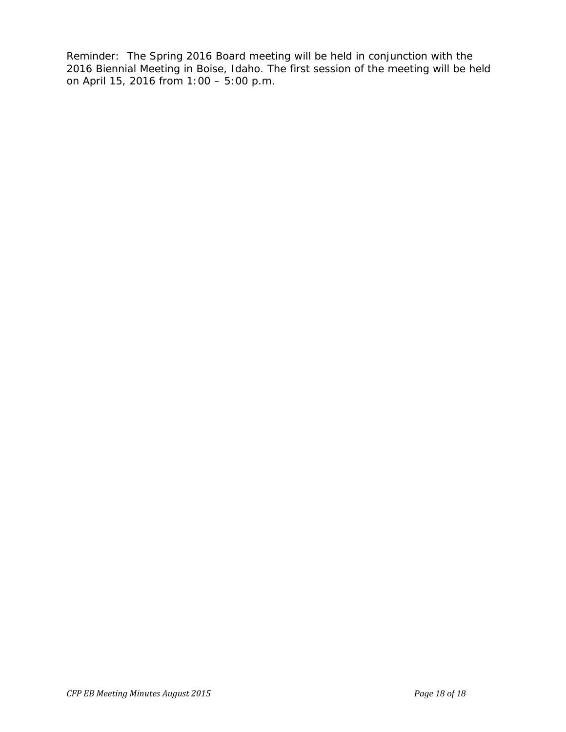Reminder: The Spring 2016 Board meeting will be held in conjunction with the 2016 Biennial Meeting in Boise, Idaho. The first session of the meeting will be held on April 15, 2016 from 1:00 – 5:00 p.m.